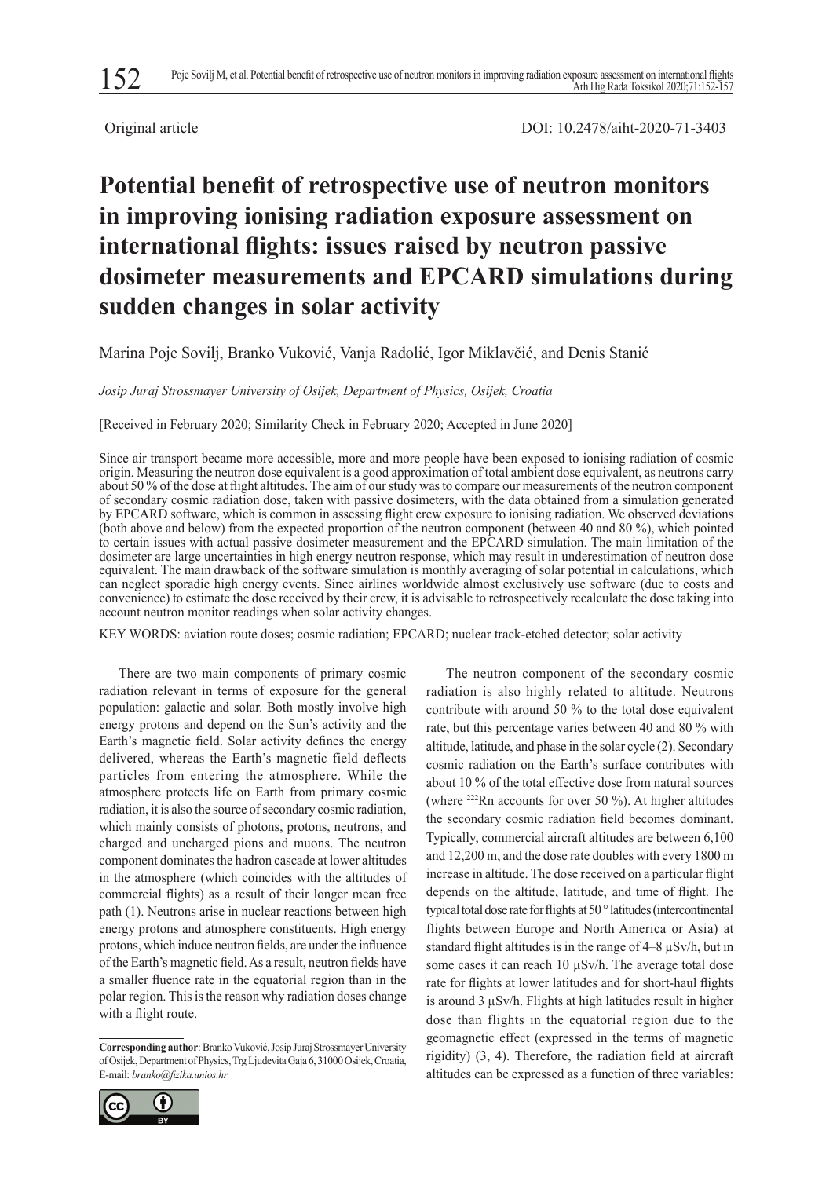Original article

DOI: 10.2478/aiht-2020-71-3403

# Potential benefit of retrospective use of neutron monitors in improving ionising radiation exposure assessment on international flights: issues raised by neutron passive dosimeter measurements and EPCARD simulations during sudden changes in solar activity

Marina Poje Sovilj, Branko Vuković, Vanja Radolić, Igor Miklavčić, and Denis Stanić

*Josip Juraj Strossmayer University of Osijek, Department of Physics, Osijek, Croatia*

[Received in February 2020; Similarity Check in February 2020; Accepted in June 2020]

Since air transport became more accessible, more and more people have been exposed to ionising radiation of cosmic origin. Measuring the neutron dose equivalent is a good approximation of total ambient dose equivalent, as neutrons carry about 50 % of the dose at flight altitudes. The aim of our study was to compare our measurements of the neutron component of secondary cosmic radiation dose, taken with passive dosimeters, with the data obtained from a simulation generated by EPCARD software, which is common in assessing flight crew exposure to ionising radiation. We observed deviations (both above and below) from the expected proportion of the neutron component (between 40 and 80 %), which pointed to certain issues with actual passive dosimeter measurement and the EPCARD simulation. The main limitation of the dosimeter are large uncertainties in high energy neutron response, which may result in underestimation of neutron dose equivalent. The main drawback of the software simulation is monthly averaging of solar potential in calculations, which can neglect sporadic high energy events. Since airlines worldwide almost exclusively use software (due to costs and convenience) to estimate the dose received by their crew, it is advisable to retrospectively recalculate the dose taking into account neutron monitor readings when solar activity changes.

KEY WORDS: aviation route doses; cosmic radiation; EPCARD; nuclear track-etched detector; solar activity

There are two main components of primary cosmic radiation relevant in terms of exposure for the general population: galactic and solar. Both mostly involve high energy protons and depend on the Sun's activity and the Earth's magnetic field. Solar activity defines the energy delivered, whereas the Earth's magnetic field deflects particles from entering the atmosphere. While the atmosphere protects life on Earth from primary cosmic radiation, it is also the source of secondary cosmic radiation, which mainly consists of photons, protons, neutrons, and charged and uncharged pions and muons. The neutron component dominates the hadron cascade at lower altitudes in the atmosphere (which coincides with the altitudes of commercial flights) as a result of their longer mean free path (1). Neutrons arise in nuclear reactions between high energy protons and atmosphere constituents. High energy protons, which induce neutron fields, are under the influence of the Earth's magnetic field. As a result, neutron fields have a smaller fluence rate in the equatorial region than in the polar region. This is the reason why radiation doses change with a flight route.

**Corresponding author**: Branko Vuković, Josip Juraj Strossmayer University of Osijek, Department of Physics, Trg Ljudevita Gaja 6, 31000 Osijek, Croatia, E-mail: *branko@fizika.unios.hr*

The neutron component of the secondary cosmic radiation is also highly related to altitude. Neutrons contribute with around 50 % to the total dose equivalent rate, but this percentage varies between 40 and 80 % with altitude, latitude, and phase in the solar cycle (2). Secondary cosmic radiation on the Earth's surface contributes with about 10 % of the total effective dose from natural sources (where $^{222}Rn$ accounts for over 50 %). At higher altitudes the secondary cosmic radiation field becomes dominant. Typically, commercial aircraft altitudes are between 6,100 and 12,200 m, and the dose rate doubles with every 1800 m increase in altitude. The dose received on a particular flight depends on the altitude, latitude, and time of flight. The typical total dose rate for flights at 50 ° latitudes (intercontinental flights between Europe and North America or Asia) at standard flight altitudes is in the range of 4–8 μSv/h, but in some cases it can reach 10 μSv/h. The average total dose rate for flights at lower latitudes and for short-haul flights is around 3 μSv/h. Flights at high latitudes result in higher dose than flights in the equatorial region due to the geomagnetic effect (expressed in the terms of magnetic rigidity) (3, 4). Therefore, the radiation field at aircraft altitudes can be expressed as a function of three variables: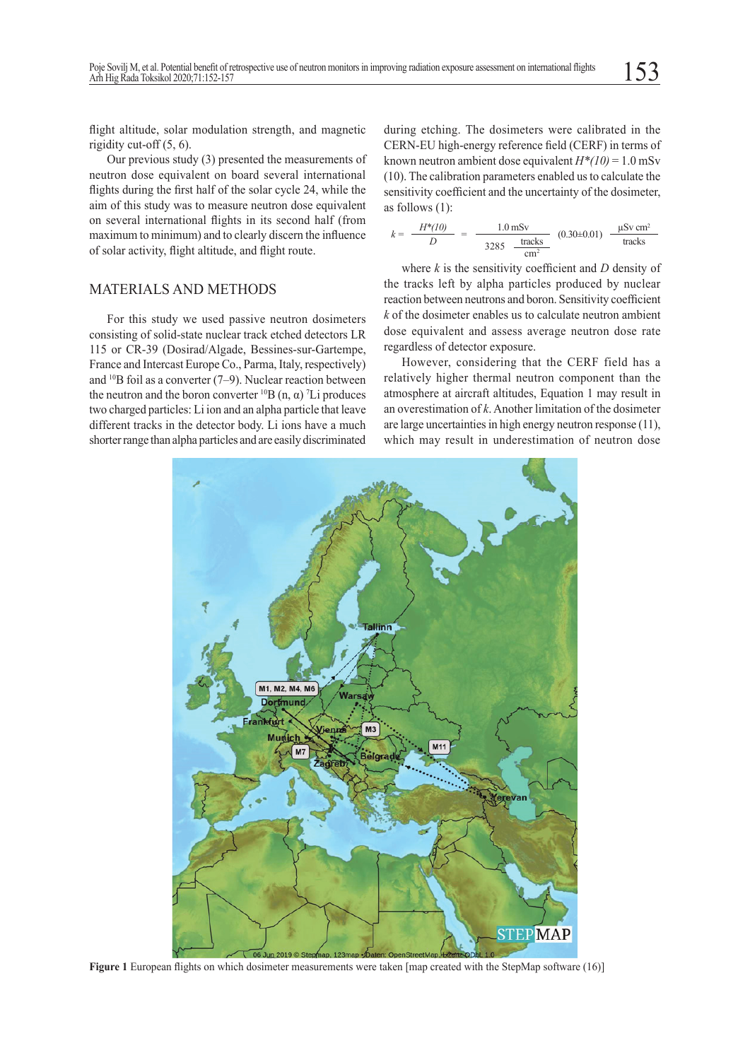flight altitude, solar modulation strength, and magnetic rigidity cut-off (5, 6).

Our previous study (3) presented the measurements of neutron dose equivalent on board several international flights during the first half of the solar cycle 24, while the aim of this study was to measure neutron dose equivalent on several international flights in its second half (from maximum to minimum) and to clearly discern the influence of solar activity, flight altitude, and flight route.

## MATERIALS AND METHODS

For this study we used passive neutron dosimeters consisting of solid-state nuclear track etched detectors LR 115 or CR-39 (Dosirad/Algade, Bessines-sur-Gartempe, France and Intercast Europe Co., Parma, Italy, respectively) and $^{10}B$ foil as a converter (7–9). Nuclear reaction between the neutron and the boron converter $^{10}B\ (n, \alpha)\ ^{7}Li$ produces two charged particles: Li ion and an alpha particle that leave different tracks in the detector body. Li ions have a much shorter range than alpha particles and are easily discriminated during etching. The dosimeters were calibrated in the CERN-EU high-energy reference field (CERF) in terms of known neutron ambient dose equivalent $H^*(10) = 1.0$ mSv (10). The calibration parameters enabled us to calculate the sensitivity coefficient and the uncertainty of the dosimeter, as follows (1):

$$k = \frac{H^*(10)}{D} = \frac{1.0\ \text{mSv}}{3285\ \frac{\text{tracks}}{\text{cm}^2}}\ (0.30 \pm 0.01)\ \frac{\mu\text{Sv cm}^2}{\text{tracks}}$$

where $k$ is the sensitivity coefficient and $D$ density of the tracks left by alpha particles produced by nuclear reaction between neutrons and boron. Sensitivity coefficient $k$ of the dosimeter enables us to calculate neutron ambient dose equivalent and assess average neutron dose rate regardless of detector exposure.

However, considering that the CERF field has a relatively higher thermal neutron component than the atmosphere at aircraft altitudes, Equation 1 may result in an overestimation of $k$. Another limitation of the dosimeter are large uncertainties in high energy neutron response (11), which may result in underestimation of neutron dose

**Figure 1** European flights on which dosimeter measurements were taken [map created with the StepMap software (16)]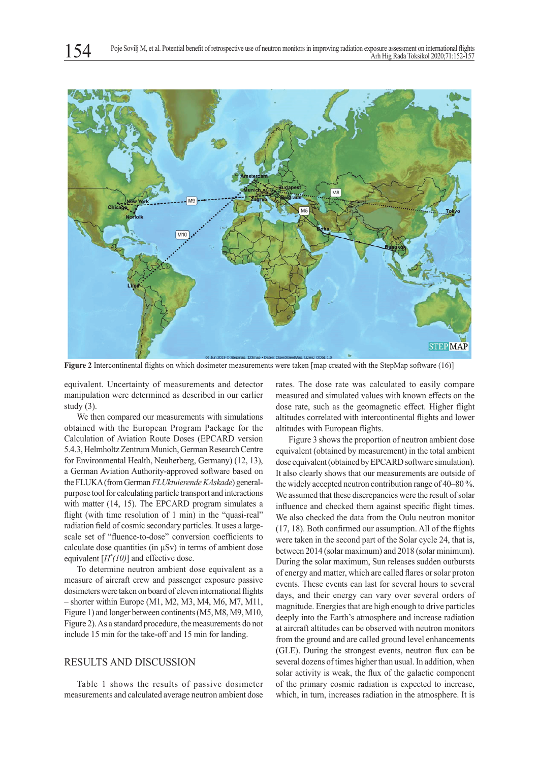Figure 2 Intercontinental flights on which dosimeter measurements were taken [map created with the StepMap software (16)]

equivalent. Uncertainty of measurements and detector manipulation were determined as described in our earlier study (3).

We then compared our measurements with simulations obtained with the European Program Package for the Calculation of Aviation Route Doses (EPCARD version 5.4.3, Helmholtz Zentrum Munich, German Research Centre for Environmental Health, Neuherberg, Germany) (12, 13), a German Aviation Authority-approved software based on the FLUKA (from German *FLUktuierende KAskade*) general-purpose tool for calculating particle transport and interactions with matter (14, 15). The EPCARD program simulates a flight (with time resolution of 1 min) in the "quasi-real" radiation field of cosmic secondary particles. It uses a large-scale set of "fluence-to-dose" conversion coefficients to calculate dose quantities (in μSv) in terms of ambient dose equivalent [$H^{*}(10)$] and effective dose.

To determine neutron ambient dose equivalent as a measure of aircraft crew and passenger exposure passive dosimeters were taken on board of eleven international flights – shorter within Europe (M1, M2, M3, M4, M6, M7, M11, Figure 1) and longer between continents (M5, M8, M9, M10, Figure 2). As a standard procedure, the measurements do not include 15 min for the take-off and 15 min for landing.

## RESULTS AND DISCUSSION

Table 1 shows the results of passive dosimeter measurements and calculated average neutron ambient dose rates. The dose rate was calculated to easily compare measured and simulated values with known effects on the dose rate, such as the geomagnetic effect. Higher flight altitudes correlated with intercontinental flights and lower altitudes with European flights.

Figure 3 shows the proportion of neutron ambient dose equivalent (obtained by measurement) in the total ambient dose equivalent (obtained by EPCARD software simulation). It also clearly shows that our measurements are outside of the widely accepted neutron contribution range of 40–80 %. We assumed that these discrepancies were the result of solar influence and checked them against specific flight times. We also checked the data from the Oulu neutron monitor (17, 18). Both confirmed our assumption. All of the flights were taken in the second part of the Solar cycle 24, that is, between 2014 (solar maximum) and 2018 (solar minimum). During the solar maximum, Sun releases sudden outbursts of energy and matter, which are called flares or solar proton events. These events can last for several hours to several days, and their energy can vary over several orders of magnitude. Energies that are high enough to drive particles deeply into the Earth's atmosphere and increase radiation at aircraft altitudes can be observed with neutron monitors from the ground and are called ground level enhancements (GLE). During the strongest events, neutron flux can be several dozens of times higher than usual. In addition, when solar activity is weak, the flux of the galactic component of the primary cosmic radiation is expected to increase, which, in turn, increases radiation in the atmosphere. It is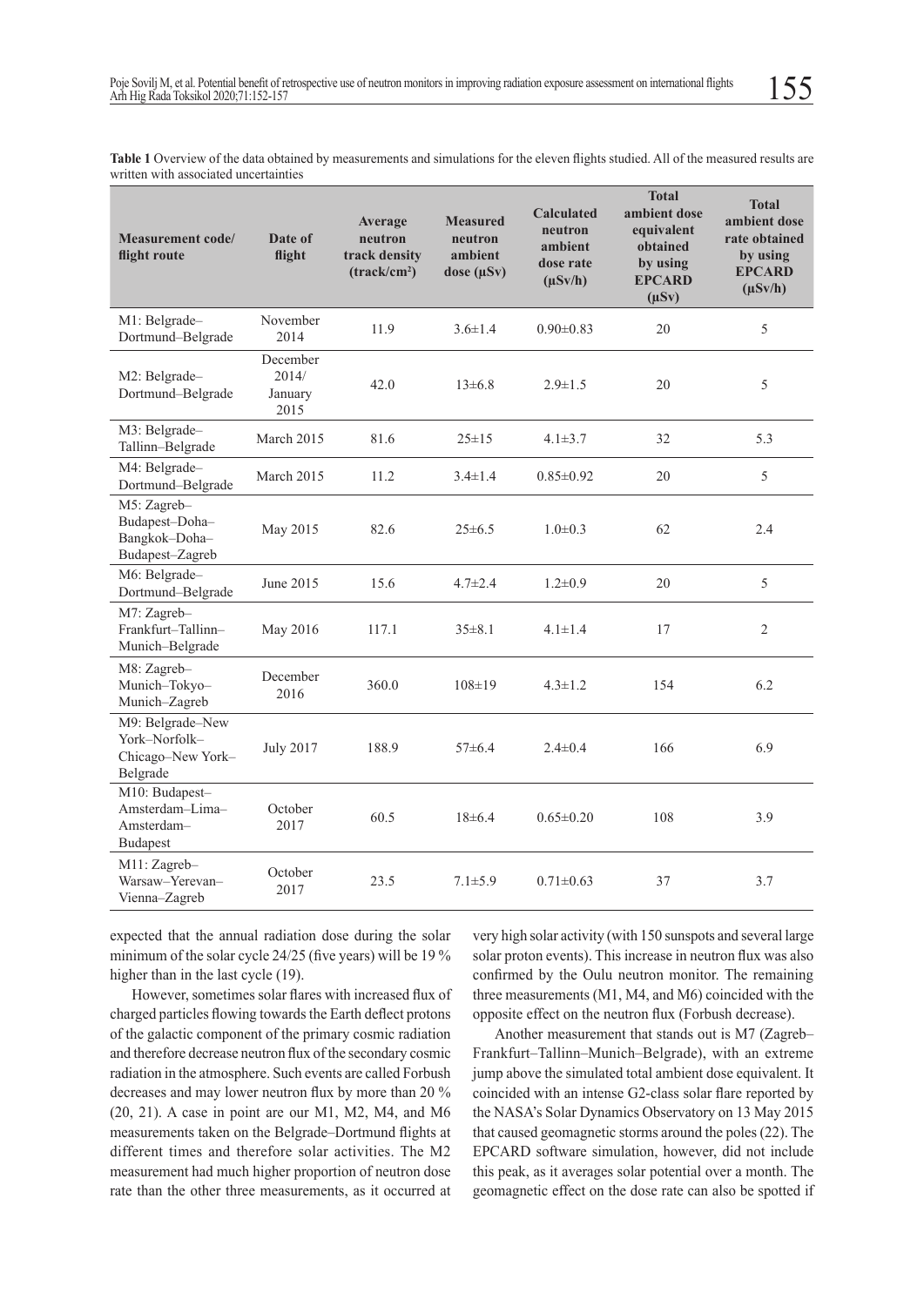**Table 1** Overview of the data obtained by measurements and simulations for the eleven flights studied. All of the measured results are written with associated uncertainties

| Measurement code/ flight route | Date of flight | Average neutron track density (track/cm²) | Measured neutron ambient dose (μSv) | Calculated neutron ambient dose rate (μSv/h) | Total ambient dose equivalent obtained by using EPCARD (μSv) | Total ambient dose rate obtained by using EPCARD (μSv/h) |
|---|---|---|---|---|---|---|
| M1: Belgrade–Dortmund–Belgrade | November 2014 | 11.9 | 3.6±1.4 | 0.90±0.83 | 20 | 5 |
| M2: Belgrade–Dortmund–Belgrade | December 2014/ January 2015 | 42.0 | 13±6.8 | 2.9±1.5 | 20 | 5 |
| M3: Belgrade–Tallinn–Belgrade | March 2015 | 81.6 | 25±15 | 4.1±3.7 | 32 | 5.3 |
| M4: Belgrade–Dortmund–Belgrade | March 2015 | 11.2 | 3.4±1.4 | 0.85±0.92 | 20 | 5 |
| M5: Zagreb–Budapest–Doha–Bangkok–Doha–Budapest–Zagreb | May 2015 | 82.6 | 25±6.5 | 1.0±0.3 | 62 | 2.4 |
| M6: Belgrade–Dortmund–Belgrade | June 2015 | 15.6 | 4.7±2.4 | 1.2±0.9 | 20 | 5 |
| M7: Zagreb–Frankfurt–Tallinn–Munich–Belgrade | May 2016 | 117.1 | 35±8.1 | 4.1±1.4 | 17 | 2 |
| M8: Zagreb–Munich–Tokyo–Munich–Zagreb | December 2016 | 360.0 | 108±19 | 4.3±1.2 | 154 | 6.2 |
| M9: Belgrade–New York–Norfolk–Chicago–New York–Belgrade | July 2017 | 188.9 | 57±6.4 | 2.4±0.4 | 166 | 6.9 |
| M10: Budapest–Amsterdam–Lima–Amsterdam–Budapest | October 2017 | 60.5 | 18±6.4 | 0.65±0.20 | 108 | 3.9 |
| M11: Zagreb–Warsaw–Yerevan–Vienna–Zagreb | October 2017 | 23.5 | 7.1±5.9 | 0.71±0.63 | 37 | 3.7 |

expected that the annual radiation dose during the solar minimum of the solar cycle 24/25 (five years) will be 19 % higher than in the last cycle (19).

However, sometimes solar flares with increased flux of charged particles flowing towards the Earth deflect protons of the galactic component of the primary cosmic radiation and therefore decrease neutron flux of the secondary cosmic radiation in the atmosphere. Such events are called Forbush decreases and may lower neutron flux by more than 20 % (20, 21). A case in point are our M1, M2, M4, and M6 measurements taken on the Belgrade–Dortmund flights at different times and therefore solar activities. The M2 measurement had much higher proportion of neutron dose rate than the other three measurements, as it occurred at very high solar activity (with 150 sunspots and several large solar proton events). This increase in neutron flux was also confirmed by the Oulu neutron monitor. The remaining three measurements (M1, M4, and M6) coincided with the opposite effect on the neutron flux (Forbush decrease).

Another measurement that stands out is M7 (Zagreb–Frankfurt–Tallinn–Munich–Belgrade), with an extreme jump above the simulated total ambient dose equivalent. It coincided with an intense G2-class solar flare reported by the NASA's Solar Dynamics Observatory on 13 May 2015 that caused geomagnetic storms around the poles (22). The EPCARD software simulation, however, did not include this peak, as it averages solar potential over a month. The geomagnetic effect on the dose rate can also be spotted if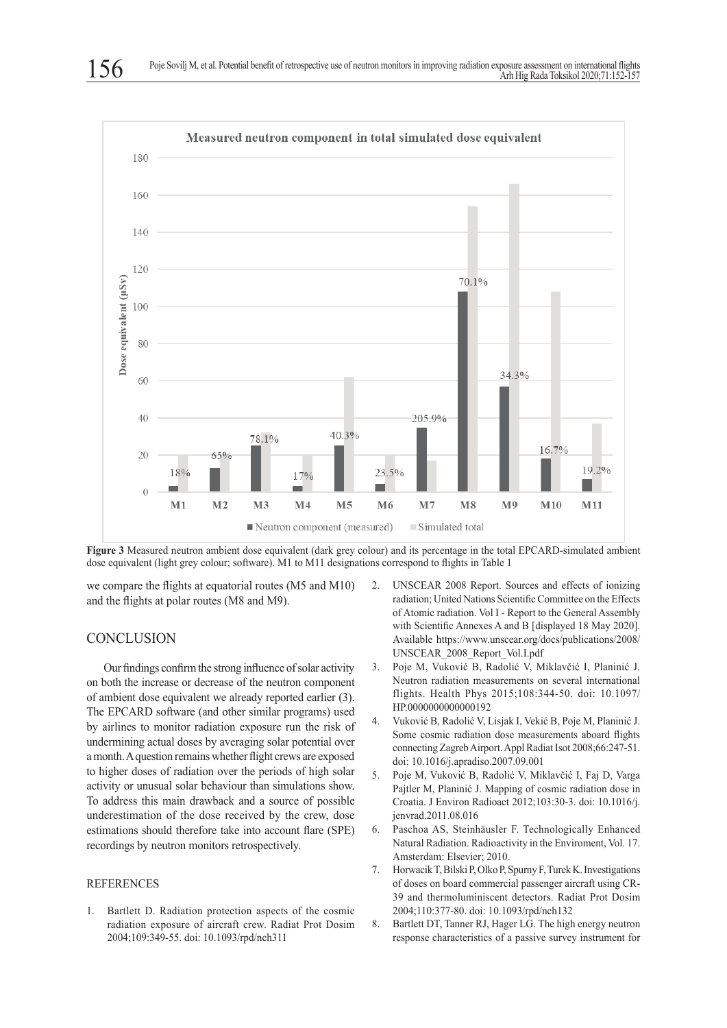**Figure 3** Measured neutron ambient dose equivalent (dark grey colour) and its percentage in the total EPCARD-simulated ambient dose equivalent (light grey colour; software). M1 to M11 designations correspond to flights in Table 1

we compare the flights at equatorial routes (M5 and M10) and the flights at polar routes (M8 and M9).

## CONCLUSION

Our findings confirm the strong influence of solar activity on both the increase or decrease of the neutron component of ambient dose equivalent we already reported earlier (3). The EPCARD software (and other similar programs) used by airlines to monitor radiation exposure run the risk of undermining actual doses by averaging solar potential over a month. A question remains whether flight crews are exposed to higher doses of radiation over the periods of high solar activity or unusual solar behaviour than simulations show. To address this main drawback and a source of possible underestimation of the dose received by the crew, dose estimations should therefore take into account flare (SPE) recordings by neutron monitors retrospectively.

## REFERENCES

1. Bartlett D. Radiation protection aspects of the cosmic radiation exposure of aircraft crew. Radiat Prot Dosim 2004;109:349-55. doi: 10.1093/rpd/nch311
2. UNSCEAR 2008 Report. Sources and effects of ionizing radiation; United Nations Scientific Committee on the Effects of Atomic radiation. Vol I - Report to the General Assembly with Scientific Annexes A and B [displayed 18 May 2020]. Available https://www.unscear.org/docs/publications/2008/UNSCEAR_2008_Report_Vol.I.pdf
3. Poje M, Vuković B, Radolić V, Miklavčić I, Planinić J. Neutron radiation measurements on several international flights. Health Phys 2015;108:344-50. doi: 10.1097/HP.0000000000000192
4. Vuković B, Radolić V, Lisjak I, Vekić B, Poje M, Planinić J. Some cosmic radiation dose measurements aboard flights connecting Zagreb Airport. Appl Radiat Isot 2008;66:247-51. doi: 10.1016/j.apradiso.2007.09.001
5. Poje M, Vuković B, Radolić V, Miklavčić I, Faj D, Varga Pajtler M, Planinić J. Mapping of cosmic radiation dose in Croatia. J Environ Radioact 2012;103:30-3. doi: 10.1016/j.jenvrad.2011.08.016
6. Paschoa AS, Steinhäusler F. Technologically Enhanced Natural Radiation. Radioactivity in the Enviroment, Vol. 17. Amsterdam: Elsevier; 2010.
7. Horwacik T, Bilski P, Olko P, Spurny F, Turek K. Investigations of doses on board commercial passenger aircraft using CR-39 and thermoluminiscent detectors. Radiat Prot Dosim 2004;110:377-80. doi: 10.1093/rpd/nch132
8. Bartlett DT, Tanner RJ, Hager LG. The high energy neutron response characteristics of a passive survey instrument for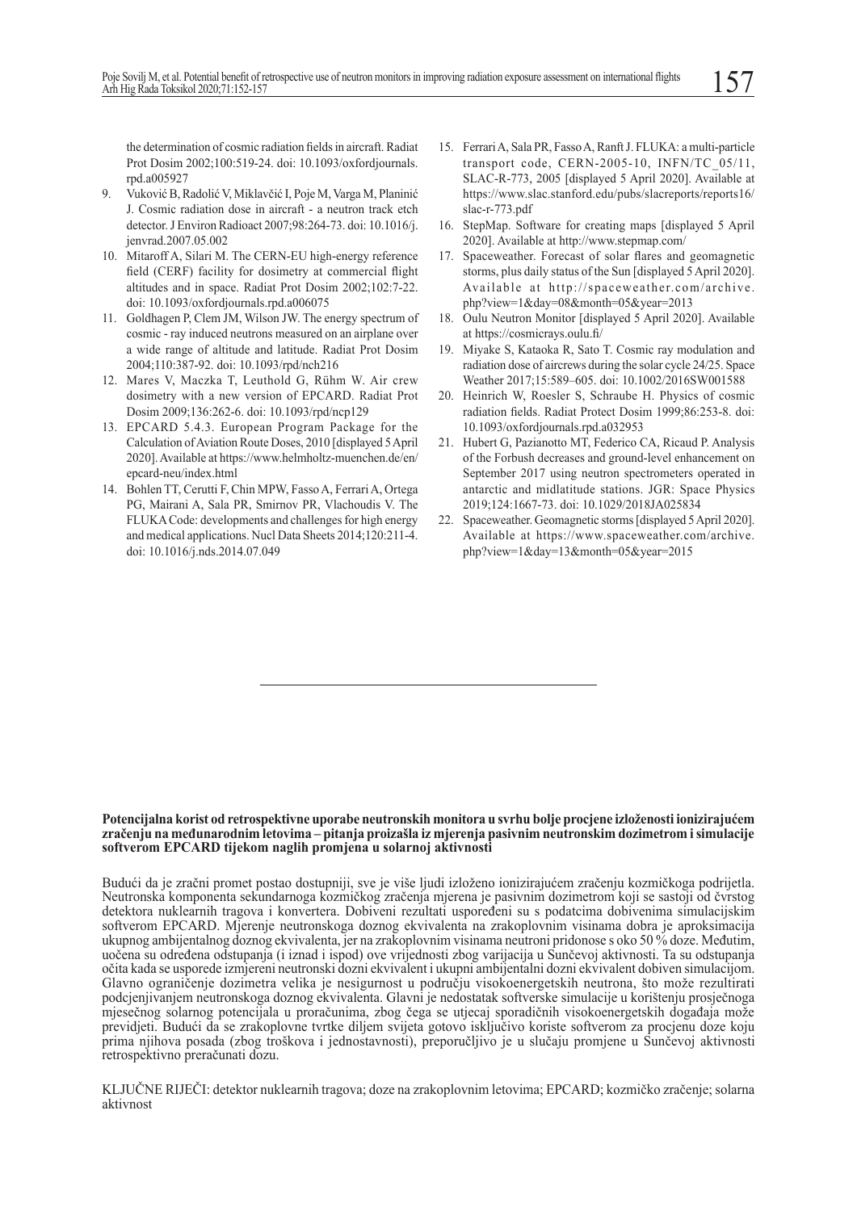the determination of cosmic radiation fields in aircraft. Radiat Prot Dosim 2002;100:519-24. doi: 10.1093/oxfordjournals.rpd.a005927

9. Vuković B, Radolić V, Miklavčić I, Poje M, Varga M, Planinić J. Cosmic radiation dose in aircraft - a neutron track etch detector. J Environ Radioact 2007;98:264-73. doi: 10.1016/j.jenvrad.2007.05.002
10. Mitaroff A, Silari M. The CERN-EU high-energy reference field (CERF) facility for dosimetry at commercial flight altitudes and in space. Radiat Prot Dosim 2002;102:7-22. doi: 10.1093/oxfordjournals.rpd.a006075
11. Goldhagen P, Clem JM, Wilson JW. The energy spectrum of cosmic - ray induced neutrons measured on an airplane over a wide range of altitude and latitude. Radiat Prot Dosim 2004;110:387-92. doi: 10.1093/rpd/nch216
12. Mares V, Maczka T, Leuthold G, Rühm W. Air crew dosimetry with a new version of EPCARD. Radiat Prot Dosim 2009;136:262-6. doi: 10.1093/rpd/ncp129
13. EPCARD 5.4.3. European Program Package for the Calculation of Aviation Route Doses, 2010 [displayed 5 April 2020]. Available at https://www.helmholtz-muenchen.de/en/epcard-neu/index.html
14. Bohlen TT, Cerutti F, Chin MPW, Fasso A, Ferrari A, Ortega PG, Mairani A, Sala PR, Smirnov PR, Vlachoudis V. The FLUKA Code: developments and challenges for high energy and medical applications. Nucl Data Sheets 2014;120:211-4. doi: 10.1016/j.nds.2014.07.049
15. Ferrari A, Sala PR, Fasso A, Ranft J. FLUKA: a multi-particle transport code, CERN-2005-10, INFN/TC_05/11, SLAC-R-773, 2005 [displayed 5 April 2020]. Available at https://www.slac.stanford.edu/pubs/slacreports/reports16/slac-r-773.pdf
16. StepMap. Software for creating maps [displayed 5 April 2020]. Available at http://www.stepmap.com/
17. Spaceweather. Forecast of solar flares and geomagnetic storms, plus daily status of the Sun [displayed 5 April 2020]. Available at http://spaceweather.com/archive.php?view=1&day=08&month=05&year=2013
18. Oulu Neutron Monitor [displayed 5 April 2020]. Available at https://cosmicrays.oulu.fi/
19. Miyake S, Kataoka R, Sato T. Cosmic ray modulation and radiation dose of aircrews during the solar cycle 24/25. Space Weather 2017;15:589–605. doi: 10.1002/2016SW001588
20. Heinrich W, Roesler S, Schraube H. Physics of cosmic radiation fields. Radiat Protect Dosim 1999;86:253-8. doi: 10.1093/oxfordjournals.rpd.a032953
21. Hubert G, Pazianotto MT, Federico CA, Ricaud P. Analysis of the Forbush decreases and ground-level enhancement on September 2017 using neutron spectrometers operated in antarctic and midlatitude stations. JGR: Space Physics 2019;124:1667-73. doi: 10.1029/2018JA025834
22. Spaceweather. Geomagnetic storms [displayed 5 April 2020]. Available at https://www.spaceweather.com/archive.php?view=1&day=13&month=05&year=2015

---

**Potencijalna korist od retrospektivne uporabe neutronskih monitora u svrhu bolje procjene izloženosti ionizirajućem zračenju na međunarodnim letovima – pitanja proizašla iz mjerenja pasivnim neutronskim dozimetrom i simulacije softverom EPCARD tijekom naglih promjena u solarnoj aktivnosti**

Budući da je zračni promet postao dostupniji, sve je više ljudi izloženo ionizirajućem zračenju kozmičkoga podrijetla. Neutronska komponenta sekundarnoga kozmičkog zračenja mjerena je pasivnim dozimetrom koji se sastoji od čvrstog detektora nuklearnih tragova i konvertera. Dobiveni rezultati uspoređeni su s podatcima dobivenima simulacijskim softverom EPCARD. Mjerenje neutronskoga doznog ekvivalenta na zrakoplovnim visinama dobra je aproksimacija ukupnog ambijentalnog doznog ekvivalenta, jer na zrakoplovnim visinama neutroni pridonose s oko 50 % doze. Međutim, uočena su određena odstupanja (i iznad i ispod) ove vrijednosti zbog varijacija u Sunčevoj aktivnosti. Ta su odstupanja očita kada se usporede izmjereni neutronski dozni ekvivalent i ukupni ambijentalni dozni ekvivalent dobiven simulacijom. Glavno ograničenje dozimetra velika je nesigurnost u području visokoenergetskih neutrona, što može rezultirati podcjenjivanjem neutronskoga doznog ekvivalenta. Glavni je nedostatak softverske simulacije u korištenju prosječnoga mjesečnog solarnog potencijala u proračunima, zbog čega se utjecaj sporadičnih visokoenergetskih događaja može previdjeti. Budući da se zrakoplovne tvrtke diljem svijeta gotovo isključivo koriste softverom za procjenu doze koju prima njihova posada (zbog troškova i jednostavnosti), preporučljivo je u slučaju promjene u Sunčevoj aktivnosti retrospektivno preračunati dozu.

KLJUČNE RIJEČI: detektor nuklearnih tragova; doze na zrakoplovnim letovima; EPCARD; kozmičko zračenje; solarna aktivnost